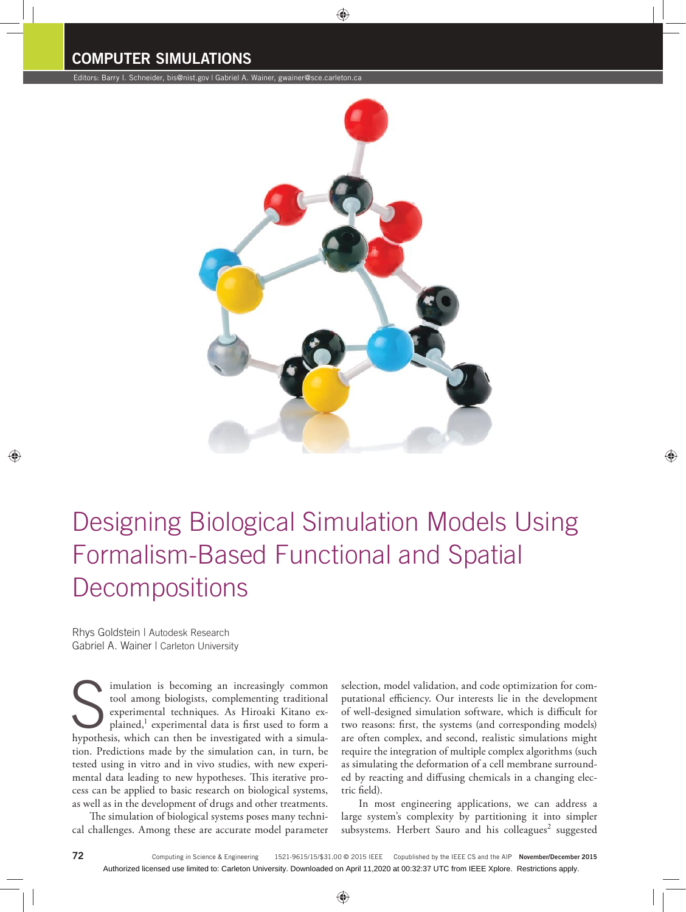COMPUTER SIMULATIONS

Editors: Barry I. Schneider, bis@nist.gov | Gabriel A. Wainer, gwainer@sce.carleton.ca

# Designing Biological Simulation Models Using Formalism-Based Functional and Spatial Decompositions

Rhys Goldstein | Autodesk Research
Gabriel A. Wainer | Carleton University

Simulation is becoming an increasingly common tool among biologists, complementing traditional experimental techniques. As Hiroaki Kitano explained,[1] experimental data is first used to form a hypothesis, which can then be investigated with a simulation. Predictions made by the simulation can, in turn, be tested using in vitro and in vivo studies, with new experimental data leading to new hypotheses. This iterative process can be applied to basic research on biological systems, as well as in the development of drugs and other treatments.

The simulation of biological systems poses many technical challenges. Among these are accurate model parameter selection, model validation, and code optimization for computational efficiency. Our interests lie in the development of well-designed simulation software, which is difficult for two reasons: first, the systems (and corresponding models) are often complex, and second, realistic simulations might require the integration of multiple complex algorithms (such as simulating the deformation of a cell membrane surrounded by reacting and diffusing chemicals in a changing electric field).

In most engineering applications, we can address a large system's complexity by partitioning it into simpler subsystems. Herbert Sauro and his colleagues[2] suggested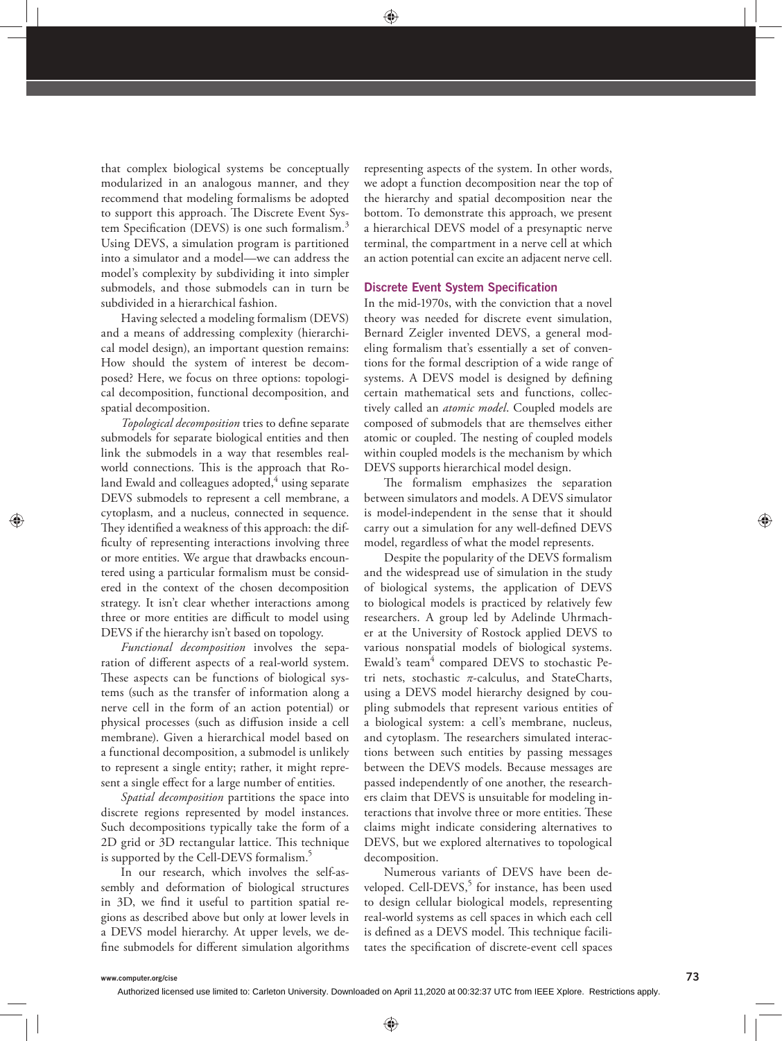that complex biological systems be conceptually modularized in an analogous manner, and they recommend that modeling formalisms be adopted to support this approach. The Discrete Event System Specification (DEVS) is one such formalism.[3] Using DEVS, a simulation program is partitioned into a simulator and a model—we can address the model's complexity by subdividing it into simpler submodels, and those submodels can in turn be subdivided in a hierarchical fashion.

Having selected a modeling formalism (DEVS) and a means of addressing complexity (hierarchical model design), an important question remains: How should the system of interest be decomposed? Here, we focus on three options: topological decomposition, functional decomposition, and spatial decomposition.

*Topological decomposition* tries to define separate submodels for separate biological entities and then link the submodels in a way that resembles real-world connections. This is the approach that Roland Ewald and colleagues adopted,[4] using separate DEVS submodels to represent a cell membrane, a cytoplasm, and a nucleus, connected in sequence. They identified a weakness of this approach: the difficulty of representing interactions involving three or more entities. We argue that drawbacks encountered using a particular formalism must be considered in the context of the chosen decomposition strategy. It isn't clear whether interactions among three or more entities are difficult to model using DEVS if the hierarchy isn't based on topology.

*Functional decomposition* involves the separation of different aspects of a real-world system. These aspects can be functions of biological systems (such as the transfer of information along a nerve cell in the form of an action potential) or physical processes (such as diffusion inside a cell membrane). Given a hierarchical model based on a functional decomposition, a submodel is unlikely to represent a single entity; rather, it might represent a single effect for a large number of entities.

*Spatial decomposition* partitions the space into discrete regions represented by model instances. Such decompositions typically take the form of a 2D grid or 3D rectangular lattice. This technique is supported by the Cell-DEVS formalism.[5]

In our research, which involves the self-assembly and deformation of biological structures in 3D, we find it useful to partition spatial regions as described above but only at lower levels in a DEVS model hierarchy. At upper levels, we define submodels for different simulation algorithms representing aspects of the system. In other words, we adopt a function decomposition near the top of the hierarchy and spatial decomposition near the bottom. To demonstrate this approach, we present a hierarchical DEVS model of a presynaptic nerve terminal, the compartment in a nerve cell at which an action potential can excite an adjacent nerve cell.

## Discrete Event System Specification

In the mid-1970s, with the conviction that a novel theory was needed for discrete event simulation, Bernard Zeigler invented DEVS, a general modeling formalism that's essentially a set of conventions for the formal description of a wide range of systems. A DEVS model is designed by defining certain mathematical sets and functions, collectively called an *atomic model*. Coupled models are composed of submodels that are themselves either atomic or coupled. The nesting of coupled models within coupled models is the mechanism by which DEVS supports hierarchical model design.

The formalism emphasizes the separation between simulators and models. A DEVS simulator is model-independent in the sense that it should carry out a simulation for any well-defined DEVS model, regardless of what the model represents.

Despite the popularity of the DEVS formalism and the widespread use of simulation in the study of biological systems, the application of DEVS to biological models is practiced by relatively few researchers. A group led by Adelinde Uhrmacher at the University of Rostock applied DEVS to various nonspatial models of biological systems. Ewald's team[4] compared DEVS to stochastic Petri nets, stochastic $\pi$-calculus, and StateCharts, using a DEVS model hierarchy designed by coupling submodels that represent various entities of a biological system: a cell's membrane, nucleus, and cytoplasm. The researchers simulated interactions between such entities by passing messages between the DEVS models. Because messages are passed independently of one another, the researchers claim that DEVS is unsuitable for modeling interactions that involve three or more entities. These claims might indicate considering alternatives to DEVS, but we explored alternatives to topological decomposition.

Numerous variants of DEVS have been developed. Cell-DEVS,[5] for instance, has been used to design cellular biological models, representing real-world systems as cell spaces in which each cell is defined as a DEVS model. This technique facilitates the specification of discrete-event cell spaces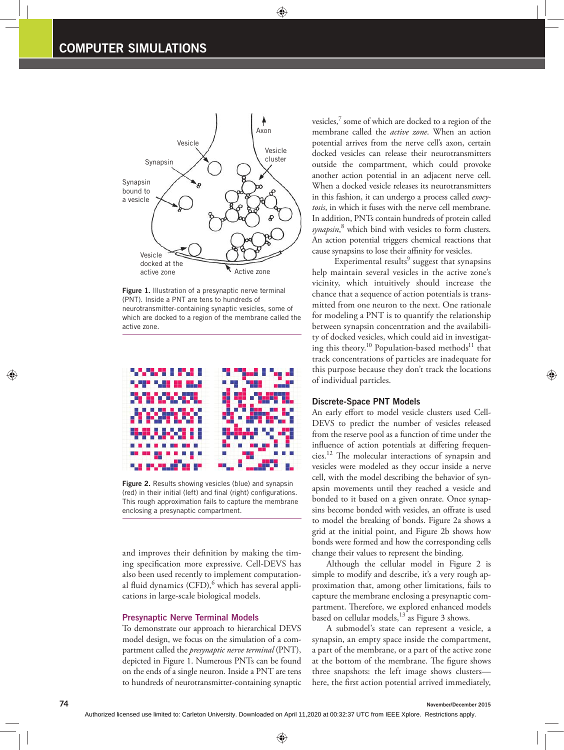and improves their definition by making the timing specification more expressive. Cell-DEVS has also been used recently to implement computational fluid dynamics (CFD),[6] which has several applications in large-scale biological models.

Figure 1. Illustration of a presynaptic nerve terminal (PNT). Inside a PNT are tens to hundreds of neurotransmitter-containing synaptic vesicles, some of which are docked to a region of the membrane called the active zone.

Figure 2. Results showing vesicles (blue) and synapsin (red) in their initial (left) and final (right) configurations. This rough approximation fails to capture the membrane enclosing a presynaptic compartment.

## Presynaptic Nerve Terminal Models

To demonstrate our approach to hierarchical DEVS model design, we focus on the simulation of a compartment called the *presynaptic nerve terminal* (PNT), depicted in Figure 1. Numerous PNTs can be found on the ends of a single neuron. Inside a PNT are tens to hundreds of neurotransmitter-containing synaptic vesicles,[7] some of which are docked to a region of the membrane called the *active zone*. When an action potential arrives from the nerve cell's axon, certain docked vesicles can release their neurotransmitters outside the compartment, which could provoke another action potential in an adjacent nerve cell. When a docked vesicle releases its neurotransmitters in this fashion, it can undergo a process called *exocytosis*, in which it fuses with the nerve cell membrane. In addition, PNTs contain hundreds of protein called *synapsin*,[8] which bind with vesicles to form clusters. An action potential triggers chemical reactions that cause synapsins to lose their affinity for vesicles.

Experimental results[9] suggest that synapsins help maintain several vesicles in the active zone's vicinity, which intuitively should increase the chance that a sequence of action potentials is transmitted from one neuron to the next. One rationale for modeling a PNT is to quantify the relationship between synapsin concentration and the availability of docked vesicles, which could aid in investigating this theory.[10] Population-based methods[11] that track concentrations of particles are inadequate for this purpose because they don't track the locations of individual particles.

### Discrete-Space PNT Models

An early effort to model vesicle clusters used Cell-DEVS to predict the number of vesicles released from the reserve pool as a function of time under the influence of action potentials at differing frequencies.[12] The molecular interactions of synapsin and vesicles were modeled as they occur inside a nerve cell, with the model describing the behavior of synapsin movements until they reached a vesicle and bonded to it based on a given onrate. Once synapsins become bonded with vesicles, an offrate is used to model the breaking of bonds. Figure 2a shows a grid at the initial point, and Figure 2b shows how bonds were formed and how the corresponding cells change their values to represent the binding.

Although the cellular model in Figure 2 is simple to modify and describe, it's a very rough approximation that, among other limitations, fails to capture the membrane enclosing a presynaptic compartment. Therefore, we explored enhanced models based on cellular models,[13] as Figure 3 shows.

A submodel's state can represent a vesicle, a synapsin, an empty space inside the compartment, a part of the membrane, or a part of the active zone at the bottom of the membrane. The figure shows three snapshots: the left image shows clusters—here, the first action potential arrived immediately,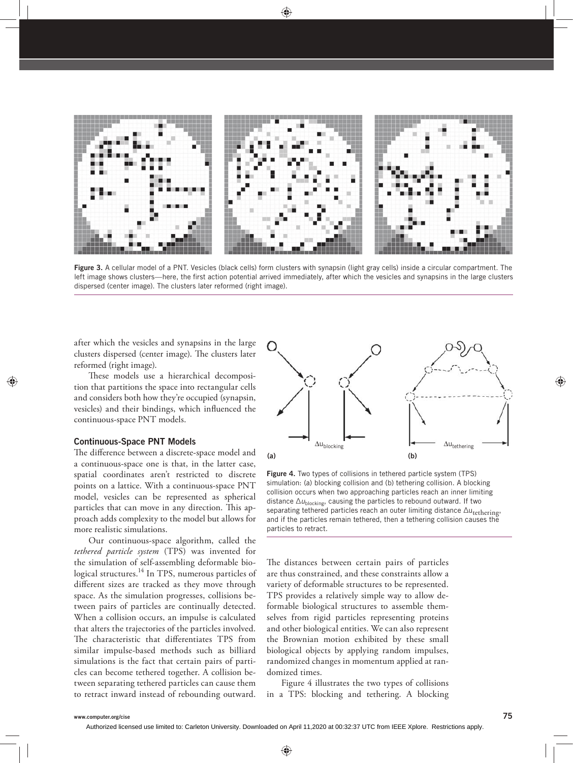Figure 3. A cellular model of a PNT. Vesicles (black cells) form clusters with synapsin (light gray cells) inside a circular compartment. The left image shows clusters—here, the first action potential arrived immediately, after which the vesicles and synapsins in the large clusters dispersed (center image). The clusters later reformed (right image).

after which the vesicles and synapsins in the large clusters dispersed (center image). The clusters later reformed (right image).

These models use a hierarchical decomposition that partitions the space into rectangular cells and considers both how they're occupied (synapsin, vesicles) and their bindings, which influenced the continuous-space PNT models.

### Continuous-Space PNT Models

The difference between a discrete-space model and a continuous-space one is that, in the latter case, spatial coordinates aren't restricted to discrete points on a lattice. With a continuous-space PNT model, vesicles can be represented as spherical particles that can move in any direction. This approach adds complexity to the model but allows for more realistic simulations.

Our continuous-space algorithm, called the *tethered particle system* (TPS) was invented for the simulation of self-assembling deformable biological structures.[14] In TPS, numerous particles of different sizes are tracked as they move through space. As the simulation progresses, collisions between pairs of particles are continually detected. When a collision occurs, an impulse is calculated that alters the trajectories of the particles involved. The characteristic that differentiates TPS from similar impulse-based methods such as billiard simulations is the fact that certain pairs of particles can become tethered together. A collision between separating tethered particles can cause them to retract inward instead of rebounding outward.

$\Delta u_{blocking}$

$\Delta u_{tethering}$

(a)

(b)

Figure 4. Two types of collisions in tethered particle system (TPS) simulation: (a) blocking collision and (b) tethering collision. A blocking collision occurs when two approaching particles reach an inner limiting distance $\Delta u_{blocking}$, causing the particles to rebound outward. If two separating tethered particles reach an outer limiting distance $\Delta u_{tethering}$, and if the particles remain tethered, then a tethering collision causes the particles to retract.

The distances between certain pairs of particles are thus constrained, and these constraints allow a variety of deformable structures to be represented. TPS provides a relatively simple way to allow deformable biological structures to assemble themselves from rigid particles representing proteins and other biological entities. We can also represent the Brownian motion exhibited by these small biological objects by applying random impulses, randomized changes in momentum applied at randomized times.

Figure 4 illustrates the two types of collisions in a TPS: blocking and tethering. A blocking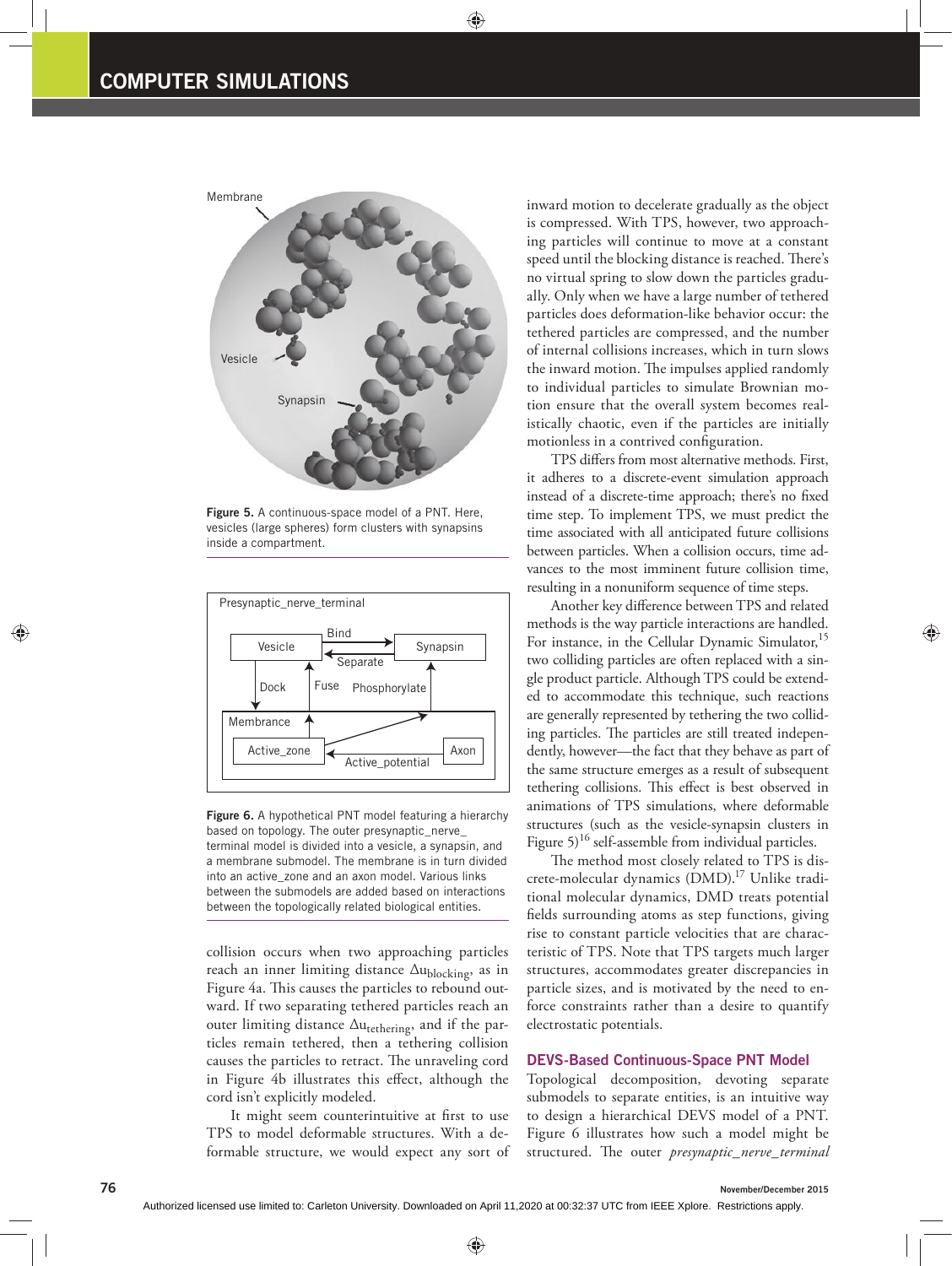Membrane

Vesicle

Synapsin

**Figure 5.** A continuous-space model of a PNT. Here, vesicles (large spheres) form clusters with synapsins inside a compartment.

Presynaptic_nerve_terminal

Vesicle

Bind

Separate

Synapsin

Dock

Fuse

Phosphorylate

Membrance

Active_zone

Axon

Active_potential

**Figure 6.** A hypothetical PNT model featuring a hierarchy based on topology. The outer presynaptic_nerve_terminal model is divided into a vesicle, a synapsin, and a membrane submodel. The membrane is in turn divided into an active_zone and an axon model. Various links between the submodels are added based on interactions between the topologically related biological entities.

collision occurs when two approaching particles reach an inner limiting distance $\Delta u_{blocking}$, as in Figure 4a. This causes the particles to rebound outward. If two separating tethered particles reach an outer limiting distance $\Delta u_{tethering}$, and if the particles remain tethered, then a tethering collision causes the particles to retract. The unraveling cord in Figure 4b illustrates this effect, although the cord isn't explicitly modeled.

It might seem counterintuitive at first to use TPS to model deformable structures. With a deformable structure, we would expect any sort of inward motion to decelerate gradually as the object is compressed. With TPS, however, two approaching particles will continue to move at a constant speed until the blocking distance is reached. There's no virtual spring to slow down the particles gradually. Only when we have a large number of tethered particles does deformation-like behavior occur: the tethered particles are compressed, and the number of internal collisions increases, which in turn slows the inward motion. The impulses applied randomly to individual particles to simulate Brownian motion ensure that the overall system becomes realistically chaotic, even if the particles are initially motionless in a contrived configuration.

TPS differs from most alternative methods. First, it adheres to a discrete-event simulation approach instead of a discrete-time approach; there's no fixed time step. To implement TPS, we must predict the time associated with all anticipated future collisions between particles. When a collision occurs, time advances to the most imminent future collision time, resulting in a nonuniform sequence of time steps.

Another key difference between TPS and related methods is the way particle interactions are handled. For instance, in the Cellular Dynamic Simulator,[15] two colliding particles are often replaced with a single product particle. Although TPS could be extended to accommodate this technique, such reactions are generally represented by tethering the two colliding particles. The particles are still treated independently, however—the fact that they behave as part of the same structure emerges as a result of subsequent tethering collisions. This effect is best observed in animations of TPS simulations, where deformable structures (such as the vesicle-synapsin clusters in Figure 5)[16] self-assemble from individual particles.

The method most closely related to TPS is discrete-molecular dynamics (DMD).[17] Unlike traditional molecular dynamics, DMD treats potential fields surrounding atoms as step functions, giving rise to constant particle velocities that are characteristic of TPS. Note that TPS targets much larger structures, accommodates greater discrepancies in particle sizes, and is motivated by the need to enforce constraints rather than a desire to quantify electrostatic potentials.

### DEVS-Based Continuous-Space PNT Model

Topological decomposition, devoting separate submodels to separate entities, is an intuitive way to design a hierarchical DEVS model of a PNT. Figure 6 illustrates how such a model might be structured. The outer *presynaptic_nerve_terminal*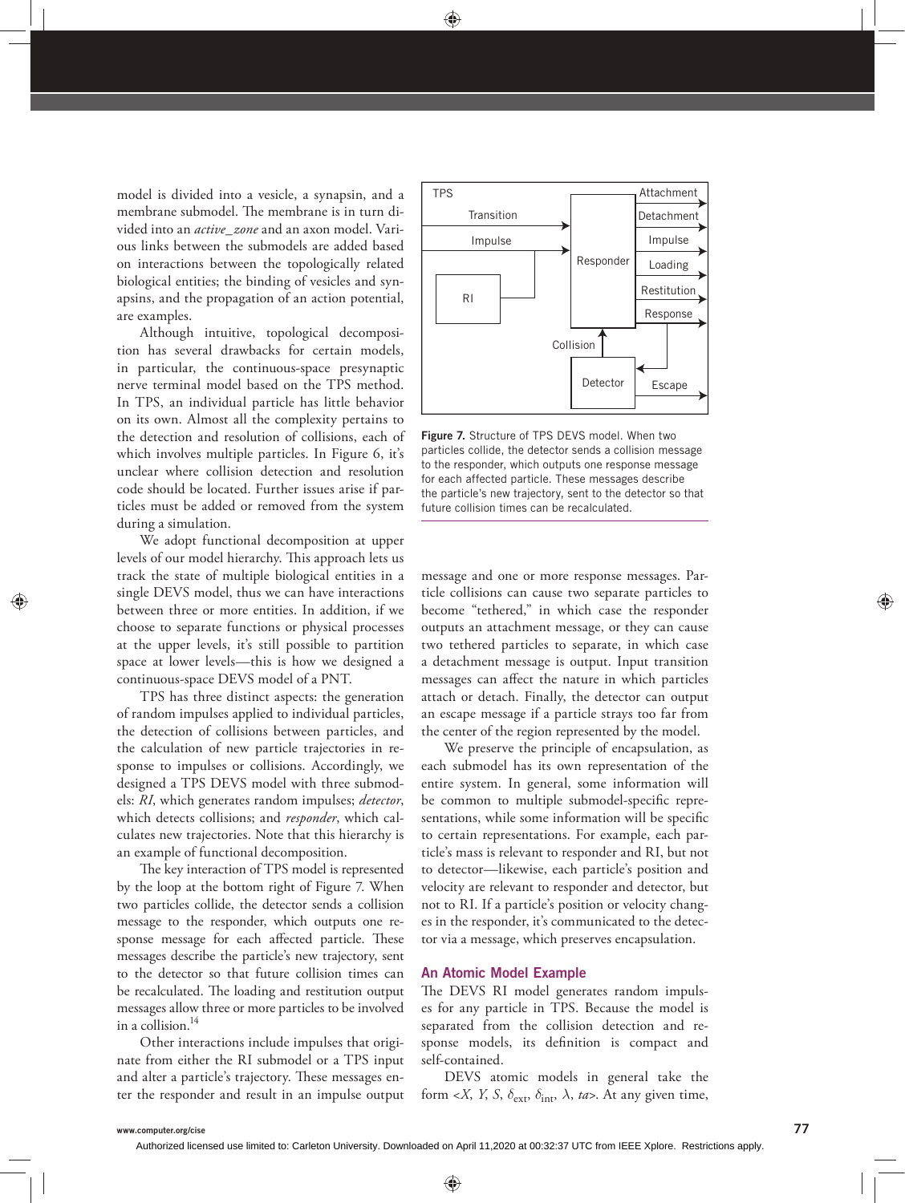model is divided into a vesicle, a synapsin, and a membrane submodel. The membrane is in turn divided into an *active_zone* and an axon model. Various links between the submodels are added based on interactions between the topologically related biological entities; the binding of vesicles and synapsins, and the propagation of an action potential, are examples.

Although intuitive, topological decomposition has several drawbacks for certain models, in particular, the continuous-space presynaptic nerve terminal model based on the TPS method. In TPS, an individual particle has little behavior on its own. Almost all the complexity pertains to the detection and resolution of collisions, each of which involves multiple particles. In Figure 6, it's unclear where collision detection and resolution code should be located. Further issues arise if particles must be added or removed from the system during a simulation.

We adopt functional decomposition at upper levels of our model hierarchy. This approach lets us track the state of multiple biological entities in a single DEVS model, thus we can have interactions between three or more entities. In addition, if we choose to separate functions or physical processes at the upper levels, it's still possible to partition space at lower levels—this is how we designed a continuous-space DEVS model of a PNT.

TPS has three distinct aspects: the generation of random impulses applied to individual particles, the detection of collisions between particles, and the calculation of new particle trajectories in response to impulses or collisions. Accordingly, we designed a TPS DEVS model with three submodels: *RI*, which generates random impulses; *detector*, which detects collisions; and *responder*, which calculates new trajectories. Note that this hierarchy is an example of functional decomposition.

The key interaction of TPS model is represented by the loop at the bottom right of Figure 7. When two particles collide, the detector sends a collision message to the responder, which outputs one response message for each affected particle. These messages describe the particle's new trajectory, sent to the detector so that future collision times can be recalculated. The loading and restitution output messages allow three or more particles to be involved in a collision.[14]

Other interactions include impulses that originate from either the RI submodel or a TPS input and alter a particle's trajectory. These messages enter the responder and result in an impulse output

TPS
Transition
Impulse
RI
Responder
Attachment
Detachment
Impulse
Loading
Restitution
Response
Collision
Detector
Escape

**Figure 7.** Structure of TPS DEVS model. When two particles collide, the detector sends a collision message to the responder, which outputs one response message for each affected particle. These messages describe the particle's new trajectory, sent to the detector so that future collision times can be recalculated.

message and one or more response messages. Particle collisions can cause two separate particles to become "tethered," in which case the responder outputs an attachment message, or they can cause two tethered particles to separate, in which case a detachment message is output. Input transition messages can affect the nature in which particles attach or detach. Finally, the detector can output an escape message if a particle strays too far from the center of the region represented by the model.

We preserve the principle of encapsulation, as each submodel has its own representation of the entire system. In general, some information will be common to multiple submodel-specific representations, while some information will be specific to certain representations. For example, each particle's mass is relevant to responder and RI, but not to detector—likewise, each particle's position and velocity are relevant to responder and detector, but not to RI. If a particle's position or velocity changes in the responder, it's communicated to the detector via a message, which preserves encapsulation.

### An Atomic Model Example

The DEVS RI model generates random impulses for any particle in TPS. Because the model is separated from the collision detection and response models, its definition is compact and self-contained.

DEVS atomic models in general take the form $<X, Y, S, \delta_{ext}, \delta_{int}, \lambda, ta>$. At any given time,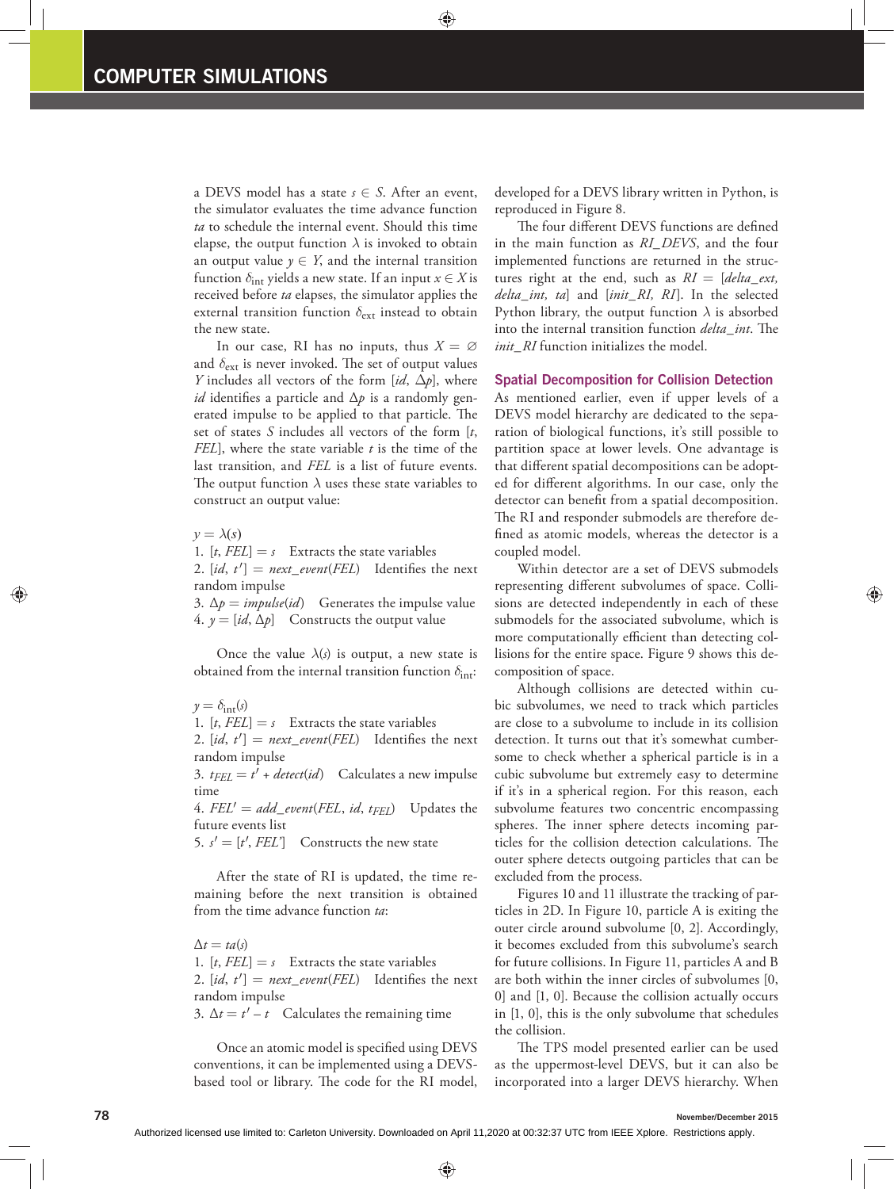a DEVS model has a state $s \in S$. After an event, the simulator evaluates the time advance function *ta* to schedule the internal event. Should this time elapse, the output function $\lambda$ is invoked to obtain an output value $y \in Y$, and the internal transition function $\delta_{\text{int}}$ yields a new state. If an input $x \in X$ is received before *ta* elapses, the simulator applies the external transition function $\delta_{\text{ext}}$ instead to obtain the new state.

In our case, RI has no inputs, thus $X = \varnothing$ and $\delta_{\text{ext}}$ is never invoked. The set of output values $Y$ includes all vectors of the form $[id, \Delta p]$, where *id* identifies a particle and $\Delta p$ is a randomly generated impulse to be applied to that particle. The set of states $S$ includes all vectors of the form $[t, FEL]$, where the state variable $t$ is the time of the last transition, and *FEL* is a list of future events. The output function $\lambda$ uses these state variables to construct an output value:

$y = \lambda(s)$

1. $[t, FEL] = s$ Extracts the state variables
2. $[id, t'] = next\_event(FEL)$ Identifies the next random impulse
3. $\Delta p = impulse(id)$ Generates the impulse value
4. $y = [id, \Delta p]$ Constructs the output value

Once the value $\lambda(s)$ is output, a new state is obtained from the internal transition function $\delta_{\text{int}}$:

$y = \delta_{\text{int}}(s)$

1. $[t, FEL] = s$ Extracts the state variables
2. $[id, t'] = next\_event(FEL)$ Identifies the next random impulse
3. $t_{FEL} = t' + detect(id)$ Calculates a new impulse time
4. $FEL' = add\_event(FEL, id, t_{FEL})$ Updates the future events list
5. $s' = [t', FEL']$ Constructs the new state

After the state of RI is updated, the time remaining before the next transition is obtained from the time advance function *ta*:

$\Delta t = ta(s)$

1. $[t, FEL] = s$ Extracts the state variables
2. $[id, t'] = next\_event(FEL)$ Identifies the next random impulse
3. $\Delta t = t' - t$ Calculates the remaining time

Once an atomic model is specified using DEVS conventions, it can be implemented using a DEVS-based tool or library. The code for the RI model, developed for a DEVS library written in Python, is reproduced in Figure 8.

The four different DEVS functions are defined in the main function as *RI_DEVS*, and the four implemented functions are returned in the structures right at the end, such as *RI* = [*delta_ext, delta_int, ta*] and [*init_RI, RI*]. In the selected Python library, the output function $\lambda$ is absorbed into the internal transition function *delta_int*. The *init_RI* function initializes the model.

### Spatial Decomposition for Collision Detection

As mentioned earlier, even if upper levels of a DEVS model hierarchy are dedicated to the separation of biological functions, it's still possible to partition space at lower levels. One advantage is that different spatial decompositions can be adopted for different algorithms. In our case, only the detector can benefit from a spatial decomposition. The RI and responder submodels are therefore defined as atomic models, whereas the detector is a coupled model.

Within detector are a set of DEVS submodels representing different subvolumes of space. Collisions are detected independently in each of these submodels for the associated subvolume, which is more computationally efficient than detecting collisions for the entire space. Figure 9 shows this decomposition of space.

Although collisions are detected within cubic subvolumes, we need to track which particles are close to a subvolume to include in its collision detection. It turns out that it's somewhat cumbersome to check whether a spherical particle is in a cubic subvolume but extremely easy to determine if it's in a spherical region. For this reason, each subvolume features two concentric encompassing spheres. The inner sphere detects incoming particles for the collision detection calculations. The outer sphere detects outgoing particles that can be excluded from the process.

Figures 10 and 11 illustrate the tracking of particles in 2D. In Figure 10, particle A is exiting the outer circle around subvolume [0, 2]. Accordingly, it becomes excluded from this subvolume's search for future collisions. In Figure 11, particles A and B are both within the inner circles of subvolumes [0, 0] and [1, 0]. Because the collision actually occurs in [1, 0], this is the only subvolume that schedules the collision.

The TPS model presented earlier can be used as the uppermost-level DEVS, but it can also be incorporated into a larger DEVS hierarchy. When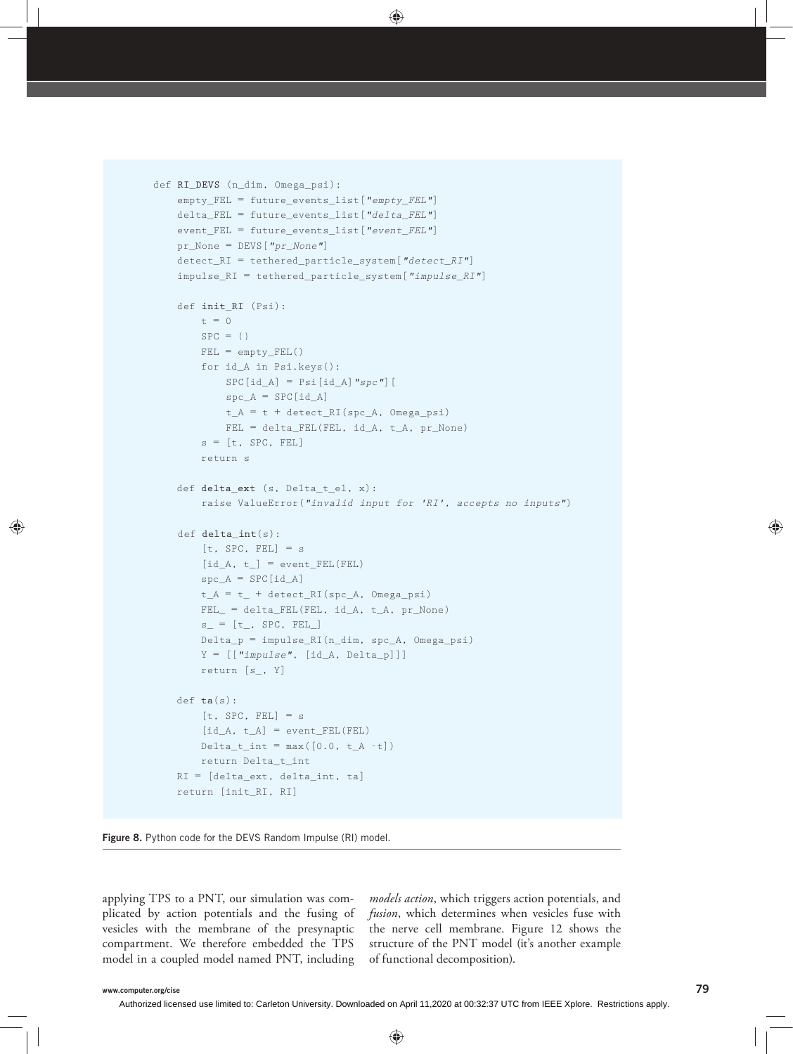```python
def RI_DEVS (n_dim, Omega_psi):
    empty_FEL = future_events_list["empty_FEL"]
    delta_FEL = future_events_list["delta_FEL"]
    event_FEL = future_events_list["event_FEL"]
    pr_None = DEVS["pr_None"]
    detect_RI = tethered_particle_system["detect_RI"]
    impulse_RI = tethered_particle_system["impulse_RI"]

    def init_RI (Psi):
        t = 0
        SPC = {}
        FEL = empty_FEL()
        for id_A in Psi.keys():
            SPC[id_A] = Psi[id_A]"spc"][
            spc_A = SPC[id_A]
            t_A = t + detect_RI(spc_A, Omega_psi)
            FEL = delta_FEL(FEL, id_A, t_A, pr_None)
        s = [t, SPC, FEL]
        return s

    def delta_ext (s, Delta_t_el, x):
        raise ValueError("invalid input for 'RI', accepts no inputs")

    def delta_int(s):
        [t, SPC, FEL] = s
        [id_A, t_] = event_FEL(FEL)
        spc_A = SPC[id_A]
        t_A = t_ + detect_RI(spc_A, Omega_psi)
        FEL_ = delta_FEL(FEL, id_A, t_A, pr_None)
        s_ = [t_, SPC, FEL_]
        Delta_p = impulse_RI(n_dim, spc_A, Omega_psi)
        Y = [["impulse", [id_A, Delta_p]]]
        return [s_, Y]

    def ta(s):
        [t, SPC, FEL] = s
        [id_A, t_A] = event_FEL(FEL)
        Delta_t_int = max([0.0, t_A -t])
        return Delta_t_int
    RI = [delta_ext, delta_int, ta]
    return [init_RI, RI]
```

**Figure 8.** Python code for the DEVS Random Impulse (RI) model.

applying TPS to a PNT, our simulation was complicated by action potentials and the fusing of vesicles with the membrane of the presynaptic compartment. We therefore embedded the TPS model in a coupled model named PNT, including *models action*, which triggers action potentials, and *fusion*, which determines when vesicles fuse with the nerve cell membrane. Figure 12 shows the structure of the PNT model (it's another example of functional decomposition).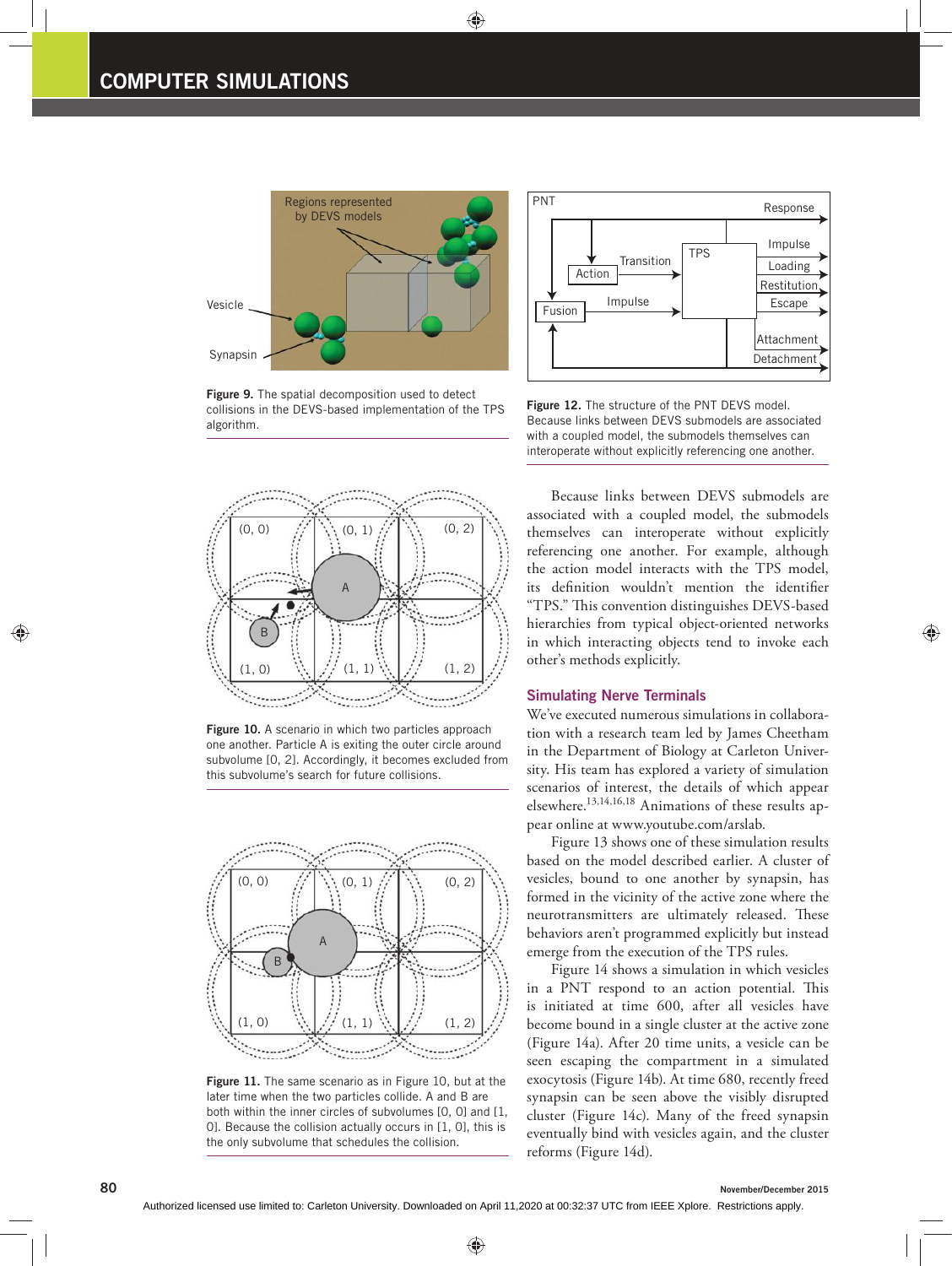Figure 9. The spatial decomposition used to detect collisions in the DEVS-based implementation of the TPS algorithm.

Figure 10. A scenario in which two particles approach one another. Particle A is exiting the outer circle around subvolume [0, 2]. Accordingly, it becomes excluded from this subvolume's search for future collisions.

Figure 11. The same scenario as in Figure 10, but at the later time when the two particles collide. A and B are both within the inner circles of subvolumes [0, 0] and [1, 0]. Because the collision actually occurs in [1, 0], this is the only subvolume that schedules the collision.

Figure 12. The structure of the PNT DEVS model. Because links between DEVS submodels are associated with a coupled model, the submodels themselves can interoperate without explicitly referencing one another.

Because links between DEVS submodels are associated with a coupled model, the submodels themselves can interoperate without explicitly referencing one another. For example, although the action model interacts with the TPS model, its definition wouldn't mention the identifier "TPS." This convention distinguishes DEVS-based hierarchies from typical object-oriented networks in which interacting objects tend to invoke each other's methods explicitly.

## Simulating Nerve Terminals

We've executed numerous simulations in collaboration with a research team led by James Cheetham in the Department of Biology at Carleton University. His team has explored a variety of simulation scenarios of interest, the details of which appear elsewhere.[13,14,16,18] Animations of these results appear online at www.youtube.com/arslab.

Figure 13 shows one of these simulation results based on the model described earlier. A cluster of vesicles, bound to one another by synapsin, has formed in the vicinity of the active zone where the neurotransmitters are ultimately released. These behaviors aren't programmed explicitly but instead emerge from the execution of the TPS rules.

Figure 14 shows a simulation in which vesicles in a PNT respond to an action potential. This is initiated at time 600, after all vesicles have become bound in a single cluster at the active zone (Figure 14a). After 20 time units, a vesicle can be seen escaping the compartment in a simulated exocytosis (Figure 14b). At time 680, recently freed synapsin can be seen above the visibly disrupted cluster (Figure 14c). Many of the freed synapsin eventually bind with vesicles again, and the cluster reforms (Figure 14d).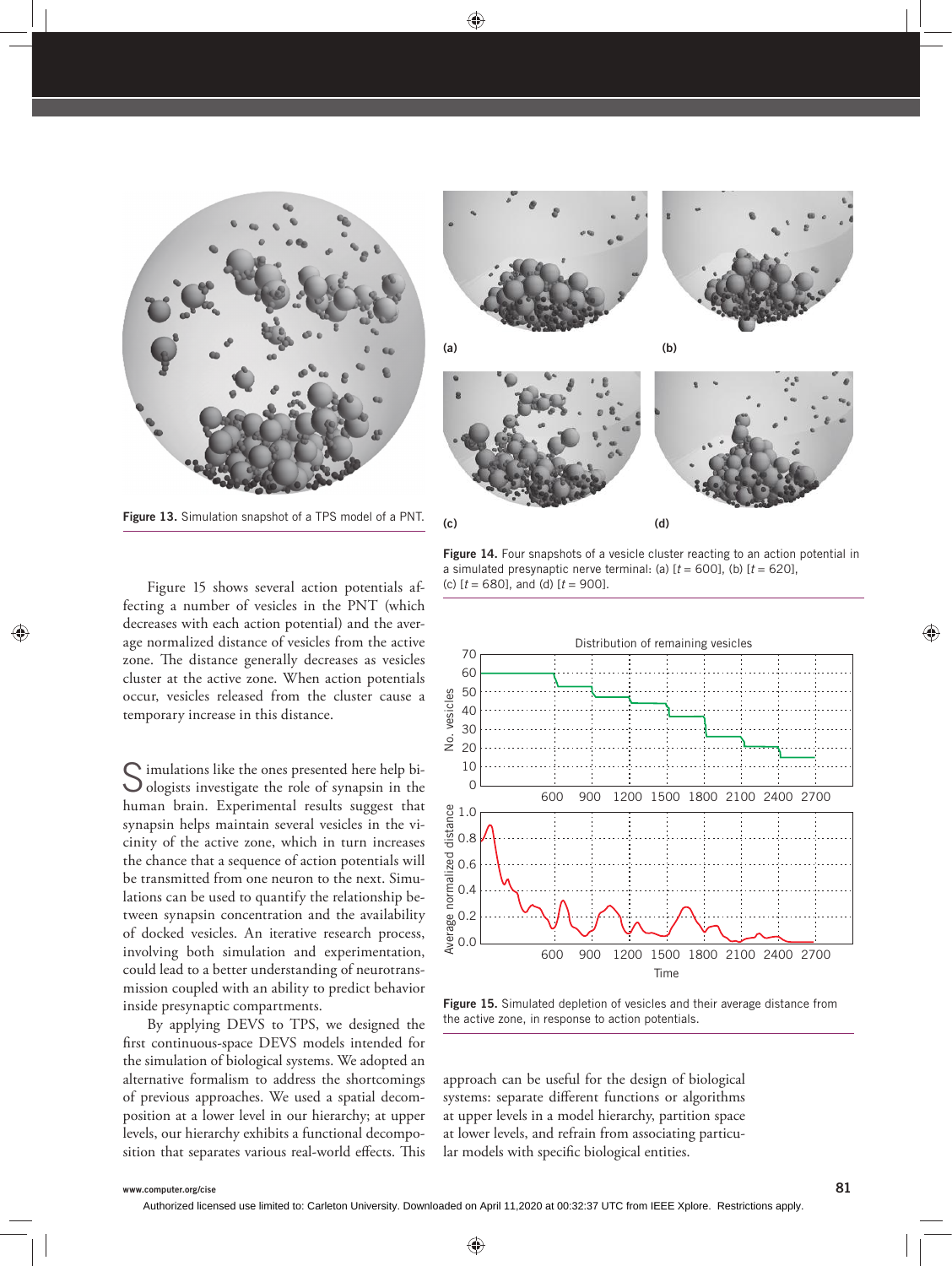Figure 13. Simulation snapshot of a TPS model of a PNT.

Figure 14. Four snapshots of a vesicle cluster reacting to an action potential in a simulated presynaptic nerve terminal: (a) [$t = 600$], (b) [$t = 620$], (c) [$t = 680$], and (d) [$t = 900$].

Figure 15 shows several action potentials affecting a number of vesicles in the PNT (which decreases with each action potential) and the average normalized distance of vesicles from the active zone. The distance generally decreases as vesicles cluster at the active zone. When action potentials occur, vesicles released from the cluster cause a temporary increase in this distance.

Figure 15. Simulated depletion of vesicles and their average distance from the active zone, in response to action potentials.

Simulations like the ones presented here help biologists investigate the role of synapsin in the human brain. Experimental results suggest that synapsin helps maintain several vesicles in the vicinity of the active zone, which in turn increases the chance that a sequence of action potentials will be transmitted from one neuron to the next. Simulations can be used to quantify the relationship between synapsin concentration and the availability of docked vesicles. An iterative research process, involving both simulation and experimentation, could lead to a better understanding of neurotransmission coupled with an ability to predict behavior inside presynaptic compartments.

By applying DEVS to TPS, we designed the first continuous-space DEVS models intended for the simulation of biological systems. We adopted an alternative formalism to address the shortcomings of previous approaches. We used a spatial decomposition at a lower level in our hierarchy; at upper levels, our hierarchy exhibits a functional decomposition that separates various real-world effects. This approach can be useful for the design of biological systems: separate different functions or algorithms at upper levels in a model hierarchy, partition space at lower levels, and refrain from associating particular models with specific biological entities.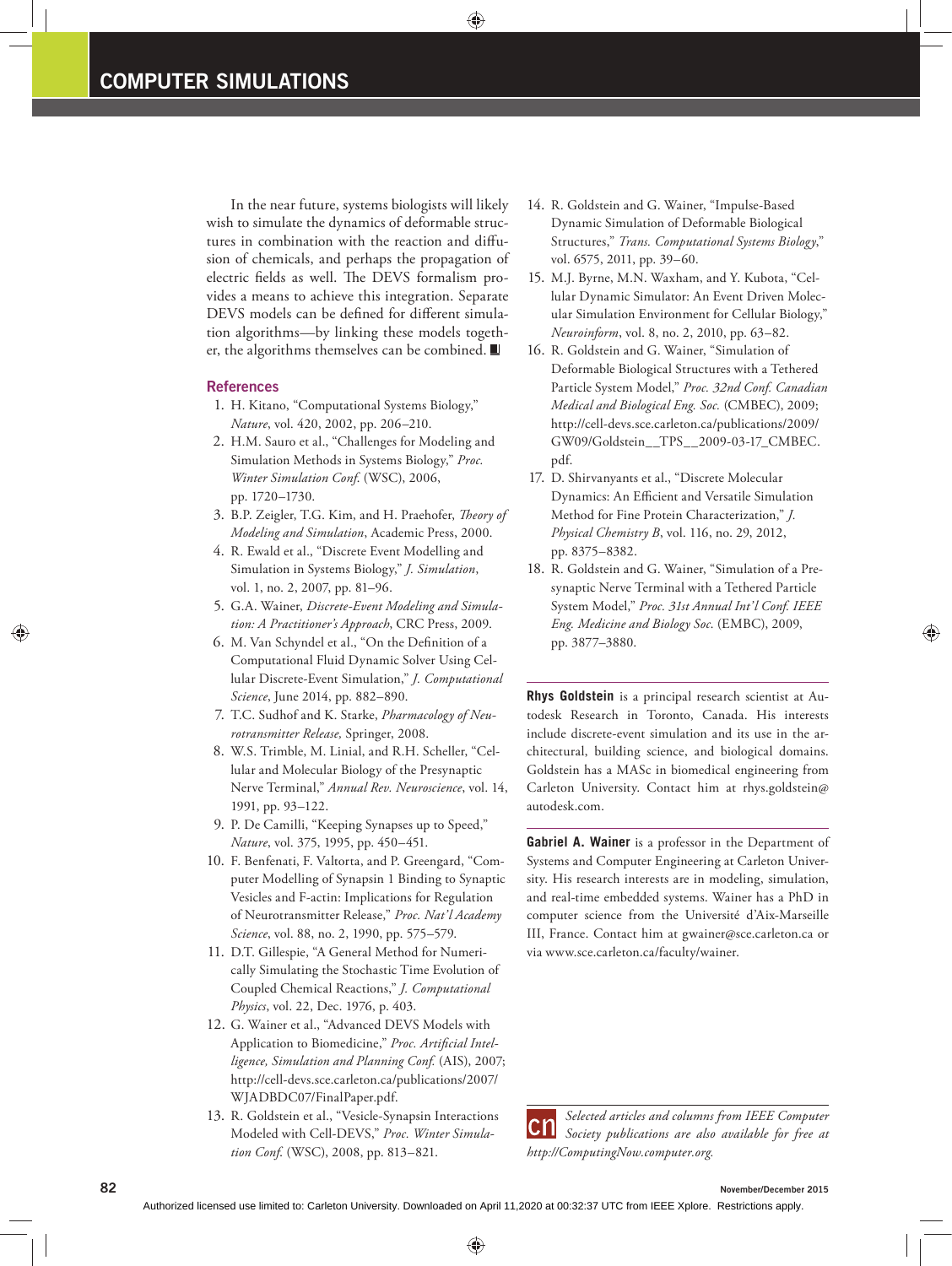In the near future, systems biologists will likely wish to simulate the dynamics of deformable structures in combination with the reaction and diffusion of chemicals, and perhaps the propagation of electric fields as well. The DEVS formalism provides a means to achieve this integration. Separate DEVS models can be defined for different simulation algorithms—by linking these models together, the algorithms themselves can be combined. ■

## References

1. H. Kitano, "Computational Systems Biology," *Nature*, vol. 420, 2002, pp. 206–210.
2. H.M. Sauro et al., "Challenges for Modeling and Simulation Methods in Systems Biology," *Proc. Winter Simulation Conf.* (WSC), 2006, pp. 1720–1730.
3. B.P. Zeigler, T.G. Kim, and H. Praehofer, *Theory of Modeling and Simulation*, Academic Press, 2000.
4. R. Ewald et al., "Discrete Event Modelling and Simulation in Systems Biology," *J. Simulation*, vol. 1, no. 2, 2007, pp. 81–96.
5. G.A. Wainer, *Discrete-Event Modeling and Simulation: A Practitioner's Approach*, CRC Press, 2009.
6. M. Van Schyndel et al., "On the Definition of a Computational Fluid Dynamic Solver Using Cellular Discrete-Event Simulation," *J. Computational Science*, June 2014, pp. 882–890.
7. T.C. Sudhof and K. Starke, *Pharmacology of Neurotransmitter Release,* Springer, 2008.
8. W.S. Trimble, M. Linial, and R.H. Scheller, "Cellular and Molecular Biology of the Presynaptic Nerve Terminal," *Annual Rev. Neuroscience*, vol. 14, 1991, pp. 93–122.
9. P. De Camilli, "Keeping Synapses up to Speed," *Nature*, vol. 375, 1995, pp. 450–451.
10. F. Benfenati, F. Valtorta, and P. Greengard, "Computer Modelling of Synapsin 1 Binding to Synaptic Vesicles and F-actin: Implications for Regulation of Neurotransmitter Release," *Proc. Nat'l Academy Science*, vol. 88, no. 2, 1990, pp. 575–579.
11. D.T. Gillespie, "A General Method for Numerically Simulating the Stochastic Time Evolution of Coupled Chemical Reactions," *J. Computational Physics*, vol. 22, Dec. 1976, p. 403.
12. G. Wainer et al., "Advanced DEVS Models with Application to Biomedicine," *Proc. Artificial Intelligence, Simulation and Planning Conf.* (AIS), 2007; http://cell-devs.sce.carleton.ca/publications/2007/WJADBDC07/FinalPaper.pdf.
13. R. Goldstein et al., "Vesicle-Synapsin Interactions Modeled with Cell-DEVS," *Proc. Winter Simulation Conf.* (WSC), 2008, pp. 813–821.
14. R. Goldstein and G. Wainer, "Impulse-Based Dynamic Simulation of Deformable Biological Structures," *Trans. Computational Systems Biology*," vol. 6575, 2011, pp. 39–60.
15. M.J. Byrne, M.N. Waxham, and Y. Kubota, "Cellular Dynamic Simulator: An Event Driven Molecular Simulation Environment for Cellular Biology," *Neuroinform*, vol. 8, no. 2, 2010, pp. 63–82.
16. R. Goldstein and G. Wainer, "Simulation of Deformable Biological Structures with a Tethered Particle System Model," *Proc. 32nd Conf. Canadian Medical and Biological Eng. Soc.* (CMBEC), 2009; http://cell-devs.sce.carleton.ca/publications/2009/GW09/Goldstein__TPS__2009-03-17_CMBEC.pdf.
17. D. Shirvanyants et al., "Discrete Molecular Dynamics: An Efficient and Versatile Simulation Method for Fine Protein Characterization," *J. Physical Chemistry B*, vol. 116, no. 29, 2012, pp. 8375–8382.
18. R. Goldstein and G. Wainer, "Simulation of a Presynaptic Nerve Terminal with a Tethered Particle System Model," *Proc. 31st Annual Int'l Conf. IEEE Eng. Medicine and Biology Soc.* (EMBC), 2009, pp. 3877–3880.

---

**Rhys Goldstein** is a principal research scientist at Autodesk Research in Toronto, Canada. His interests include discrete-event simulation and its use in the architectural, building science, and biological domains. Goldstein has a MASc in biomedical engineering from Carleton University. Contact him at rhys.goldstein@autodesk.com.

---

**Gabriel A. Wainer** is a professor in the Department of Systems and Computer Engineering at Carleton University. His research interests are in modeling, simulation, and real-time embedded systems. Wainer has a PhD in computer science from the Université d'Aix-Marseille III, France. Contact him at gwainer@sce.carleton.ca or via www.sce.carleton.ca/faculty/wainer.

---

*Selected articles and columns from IEEE Computer Society publications are also available for free at http://ComputingNow.computer.org.*